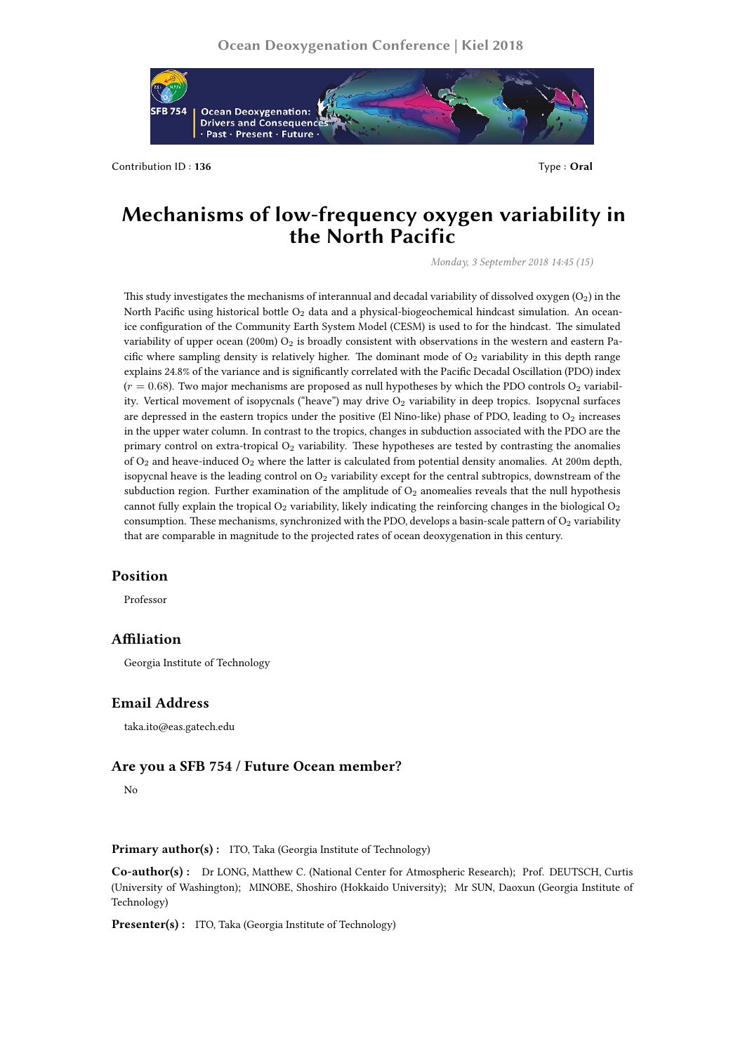Contribution ID : **136**

Type : **Oral**

# Mechanisms of low-frequency oxygen variability in the North Pacific

*Monday, 3 September 2018 14:45 (15)*

This study investigates the mechanisms of interannual and decadal variability of dissolved oxygen ($O_2$) in the North Pacific using historical bottle $O_2$ data and a physical-biogeochemical hindcast simulation. An ocean-ice configuration of the Community Earth System Model (CESM) is used to for the hindcast. The simulated variability of upper ocean (200m) $O_2$ is broadly consistent with observations in the western and eastern Pacific where sampling density is relatively higher. The dominant mode of $O_2$ variability in this depth range explains 24.8% of the variance and is significantly correlated with the Pacific Decadal Oscillation (PDO) index ($r = 0.68$). Two major mechanisms are proposed as null hypotheses by which the PDO controls $O_2$ variability. Vertical movement of isopycnals ("heave") may drive $O_2$ variability in deep tropics. Isopycnal surfaces are depressed in the eastern tropics under the positive (El Nino-like) phase of PDO, leading to $O_2$ increases in the upper water column. In contrast to the tropics, changes in subduction associated with the PDO are the primary control on extra-tropical $O_2$ variability. These hypotheses are tested by contrasting the anomalies of $O_2$ and heave-induced $O_2$ where the latter is calculated from potential density anomalies. At 200m depth, isopycnal heave is the leading control on $O_2$ variability except for the central subtropics, downstream of the subduction region. Further examination of the amplitude of $O_2$ anomealies reveals that the null hypothesis cannot fully explain the tropical $O_2$ variability, likely indicating the reinforcing changes in the biological $O_2$ consumption. These mechanisms, synchronized with the PDO, develops a basin-scale pattern of $O_2$ variability that are comparable in magnitude to the projected rates of ocean deoxygenation in this century.

## Position

Professor

## Affiliation

Georgia Institute of Technology

## Email Address

taka.ito@eas.gatech.edu

## Are you a SFB 754 / Future Ocean member?

No

**Primary author(s) :** ITO, Taka (Georgia Institute of Technology)

**Co-author(s) :** Dr LONG, Matthew C. (National Center for Atmospheric Research); Prof. DEUTSCH, Curtis (University of Washington); MINOBE, Shoshiro (Hokkaido University); Mr SUN, Daoxun (Georgia Institute of Technology)

**Presenter(s) :** ITO, Taka (Georgia Institute of Technology)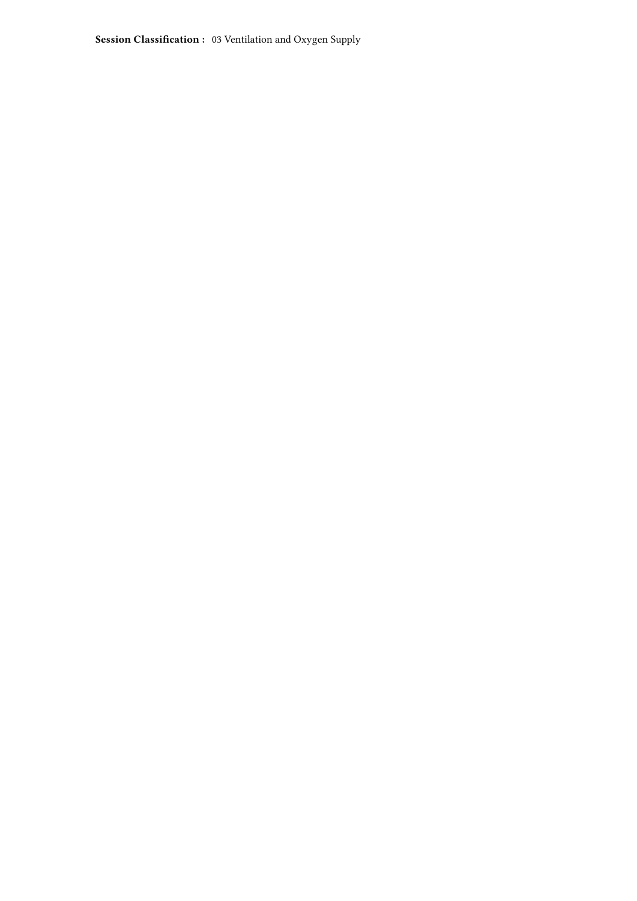**Session Classification :** 03 Ventilation and Oxygen Supply